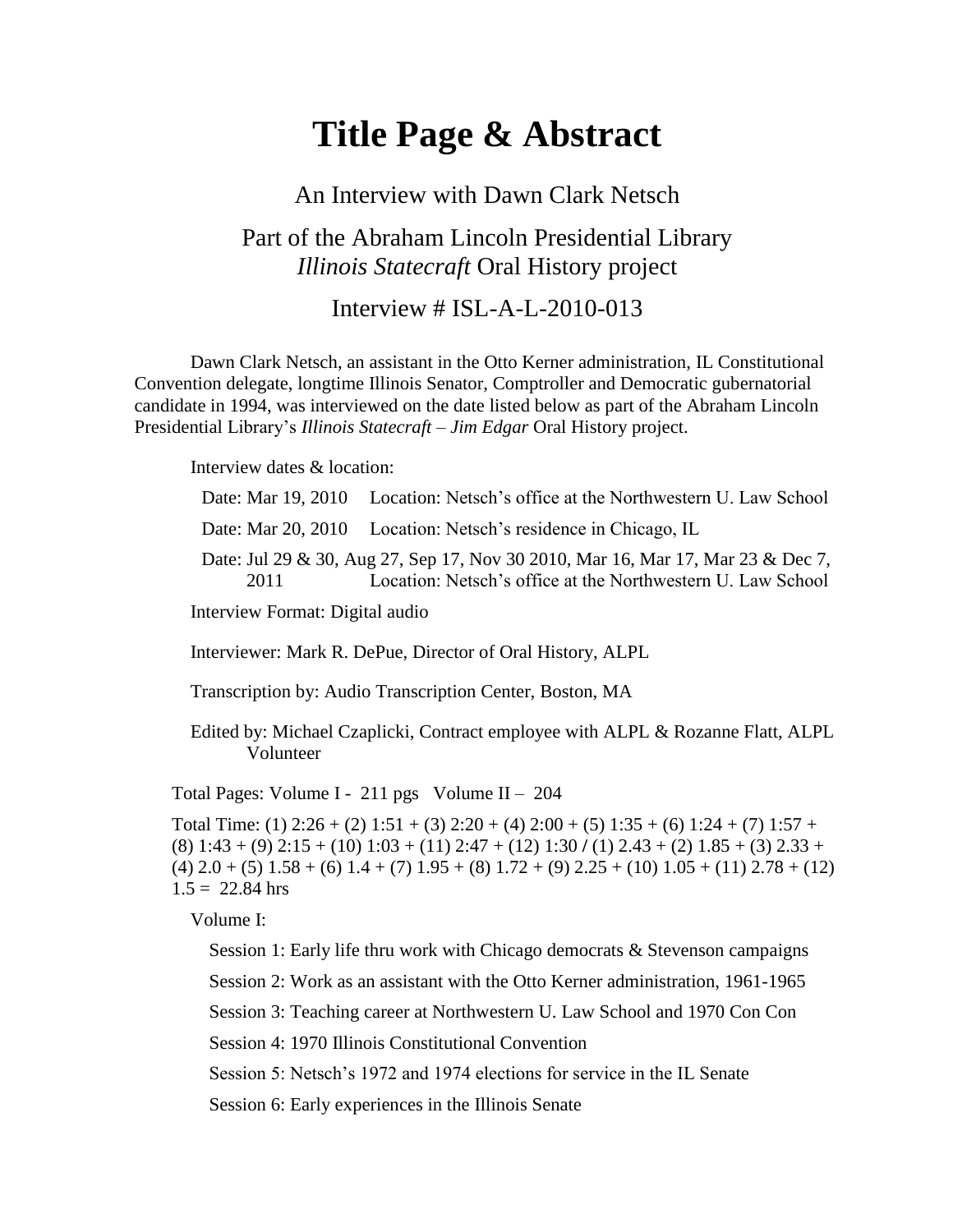# Title Page & Abstract

An Interview with Dawn Clark Netsch

Part of the Abraham Lincoln Presidential Library *Illinois Statecraft* Oral History project

Interview # ISL-A-L-2010-013

Dawn Clark Netsch, an assistant in the Otto Kerner administration, IL Constitutional Convention delegate, longtime Illinois Senator, Comptroller and Democratic gubernatorial candidate in 1994, was interviewed on the date listed below as part of the Abraham Lincoln Presidential Library's *Illinois Statecraft – Jim Edgar* Oral History project.

Interview dates & location:

Date: Mar 19, 2010 Location: Netsch's office at the Northwestern U. Law School

Date: Mar 20, 2010 Location: Netsch's residence in Chicago, IL

Date: Jul 29 & 30, Aug 27, Sep 17, Nov 30 2010, Mar 16, Mar 17, Mar 23 & Dec 7, 2011 Location: Netsch's office at the Northwestern U. Law School

Interview Format: Digital audio

Interviewer: Mark R. DePue, Director of Oral History, ALPL

Transcription by: Audio Transcription Center, Boston, MA

Edited by: Michael Czaplicki, Contract employee with ALPL & Rozanne Flatt, ALPL Volunteer

Total Pages: Volume I - 211 pgs Volume II – 204

Total Time: (1) 2:26 + (2) 1:51 + (3) 2:20 + (4) 2:00 + (5) 1:35 + (6) 1:24 + (7) 1:57 + (8) 1:43 + (9) 2:15 + (10) 1:03 + (11) 2:47 + (12) 1:30 / (1) 2.43 + (2) 1.85 + (3) 2.33 + (4) 2.0 + (5) 1.58 + (6) 1.4 + (7) 1.95 + (8) 1.72 + (9) 2.25 + (10) 1.05 + (11) 2.78 + (12) 1.5 = 22.84 hrs

Volume I:

Session 1: Early life thru work with Chicago democrats & Stevenson campaigns

Session 2: Work as an assistant with the Otto Kerner administration, 1961-1965

Session 3: Teaching career at Northwestern U. Law School and 1970 Con Con

Session 4: 1970 Illinois Constitutional Convention

Session 5: Netsch's 1972 and 1974 elections for service in the IL Senate

Session 6: Early experiences in the Illinois Senate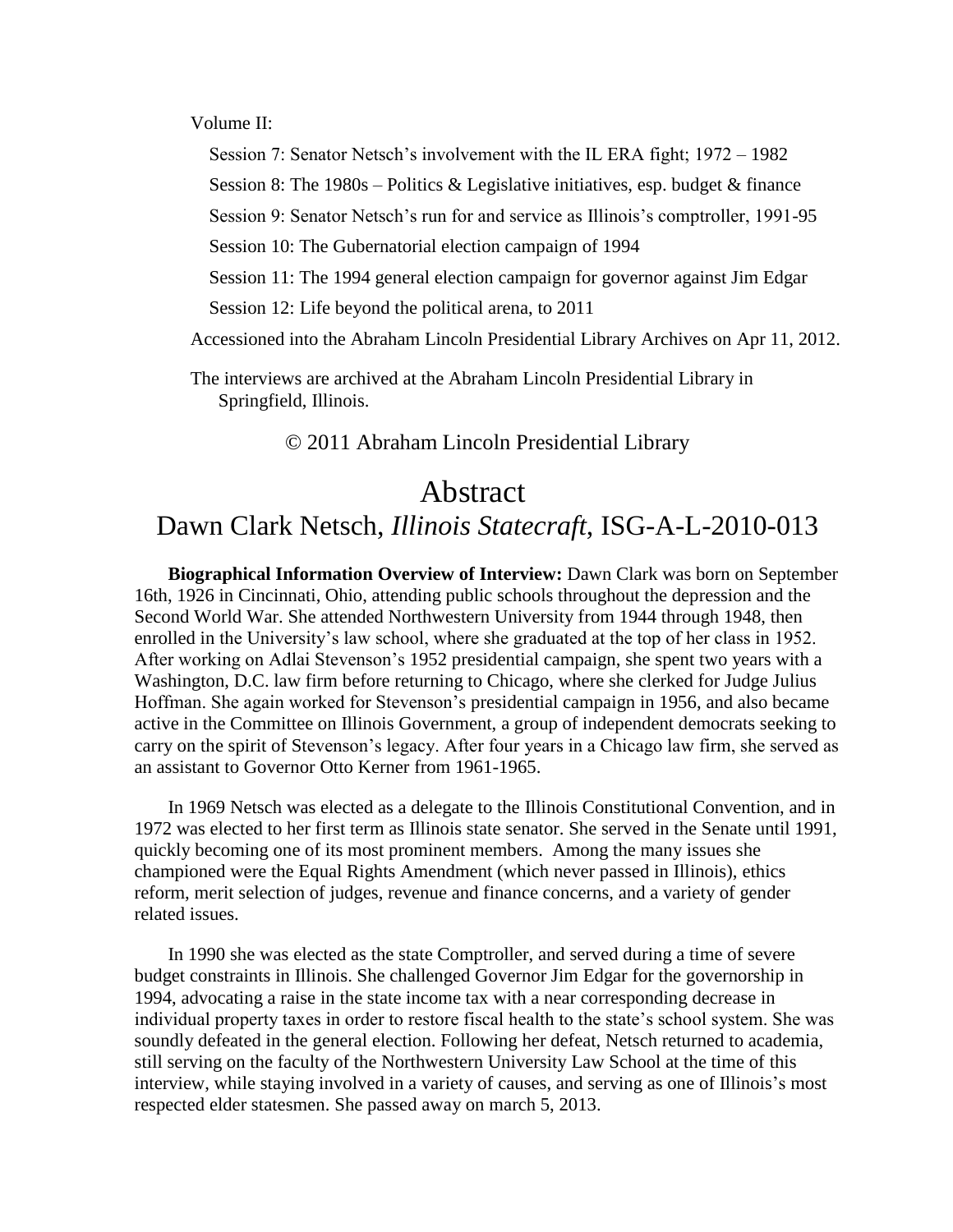Volume II:

Session 7: Senator Netsch's involvement with the IL ERA fight; 1972 – 1982

Session 8: The 1980s – Politics & Legislative initiatives, esp. budget & finance

Session 9: Senator Netsch's run for and service as Illinois's comptroller, 1991-95

Session 10: The Gubernatorial election campaign of 1994

Session 11: The 1994 general election campaign for governor against Jim Edgar

Session 12: Life beyond the political arena, to 2011

Accessioned into the Abraham Lincoln Presidential Library Archives on Apr 11, 2012.

The interviews are archived at the Abraham Lincoln Presidential Library in Springfield, Illinois.

© 2011 Abraham Lincoln Presidential Library

# Abstract

## Dawn Clark Netsch, *Illinois Statecraft*, ISG-A-L-2010-013

**Biographical Information Overview of Interview:** Dawn Clark was born on September 16th, 1926 in Cincinnati, Ohio, attending public schools throughout the depression and the Second World War. She attended Northwestern University from 1944 through 1948, then enrolled in the University's law school, where she graduated at the top of her class in 1952. After working on Adlai Stevenson's 1952 presidential campaign, she spent two years with a Washington, D.C. law firm before returning to Chicago, where she clerked for Judge Julius Hoffman. She again worked for Stevenson's presidential campaign in 1956, and also became active in the Committee on Illinois Government, a group of independent democrats seeking to carry on the spirit of Stevenson's legacy. After four years in a Chicago law firm, she served as an assistant to Governor Otto Kerner from 1961-1965.

In 1969 Netsch was elected as a delegate to the Illinois Constitutional Convention, and in 1972 was elected to her first term as Illinois state senator. She served in the Senate until 1991, quickly becoming one of its most prominent members. Among the many issues she championed were the Equal Rights Amendment (which never passed in Illinois), ethics reform, merit selection of judges, revenue and finance concerns, and a variety of gender related issues.

In 1990 she was elected as the state Comptroller, and served during a time of severe budget constraints in Illinois. She challenged Governor Jim Edgar for the governorship in 1994, advocating a raise in the state income tax with a near corresponding decrease in individual property taxes in order to restore fiscal health to the state's school system. She was soundly defeated in the general election. Following her defeat, Netsch returned to academia, still serving on the faculty of the Northwestern University Law School at the time of this interview, while staying involved in a variety of causes, and serving as one of Illinois's most respected elder statesmen. She passed away on march 5, 2013.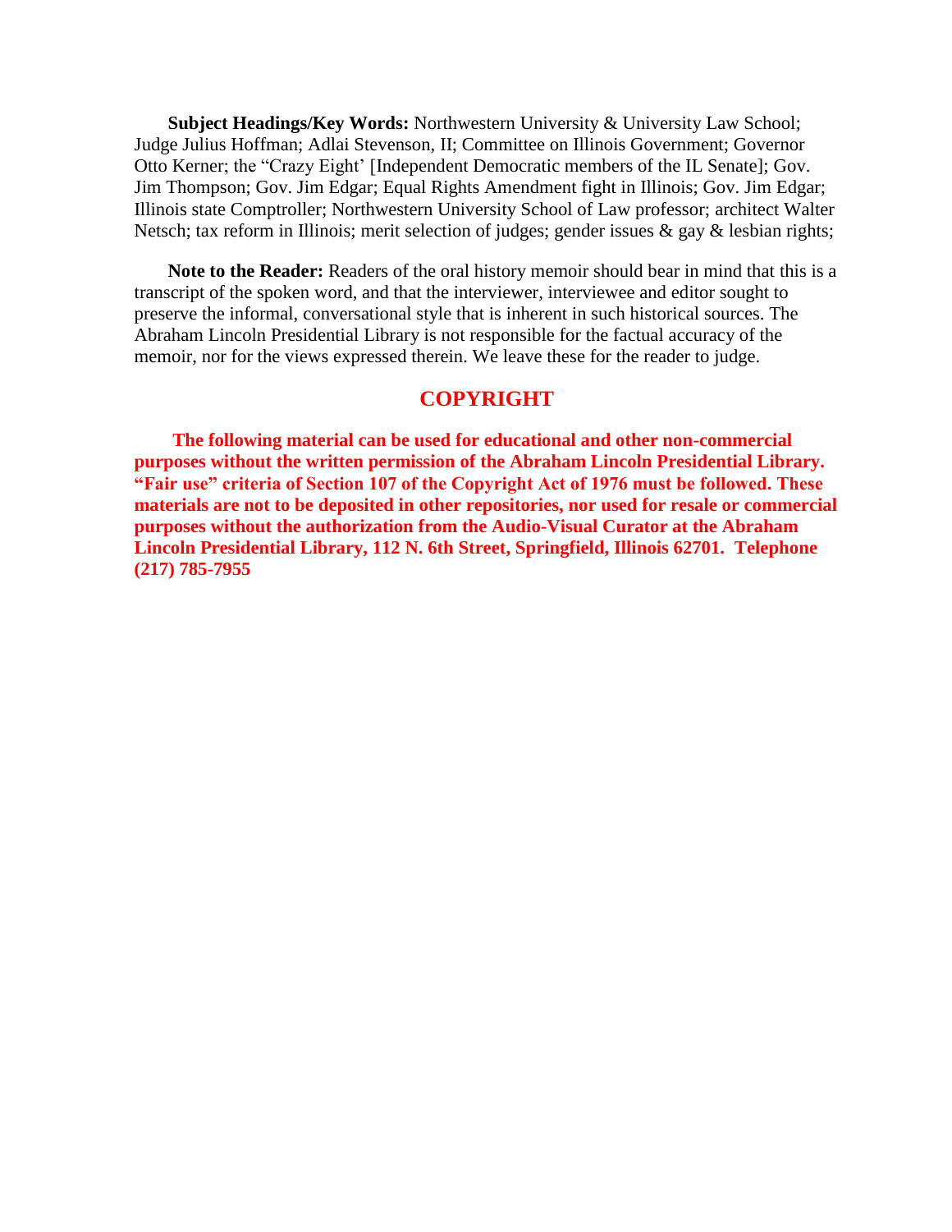**Subject Headings/Key Words:** Northwestern University & University Law School; Judge Julius Hoffman; Adlai Stevenson, II; Committee on Illinois Government; Governor Otto Kerner; the "Crazy Eight' [Independent Democratic members of the IL Senate]; Gov. Jim Thompson; Gov. Jim Edgar; Equal Rights Amendment fight in Illinois; Gov. Jim Edgar; Illinois state Comptroller; Northwestern University School of Law professor; architect Walter Netsch; tax reform in Illinois; merit selection of judges; gender issues & gay & lesbian rights;

**Note to the Reader:** Readers of the oral history memoir should bear in mind that this is a transcript of the spoken word, and that the interviewer, interviewee and editor sought to preserve the informal, conversational style that is inherent in such historical sources. The Abraham Lincoln Presidential Library is not responsible for the factual accuracy of the memoir, nor for the views expressed therein. We leave these for the reader to judge.

## COPYRIGHT

**The following material can be used for educational and other non-commercial purposes without the written permission of the Abraham Lincoln Presidential Library. "Fair use" criteria of Section 107 of the Copyright Act of 1976 must be followed. These materials are not to be deposited in other repositories, nor used for resale or commercial purposes without the authorization from the Audio-Visual Curator at the Abraham Lincoln Presidential Library, 112 N. 6th Street, Springfield, Illinois 62701. Telephone (217) 785-7955**